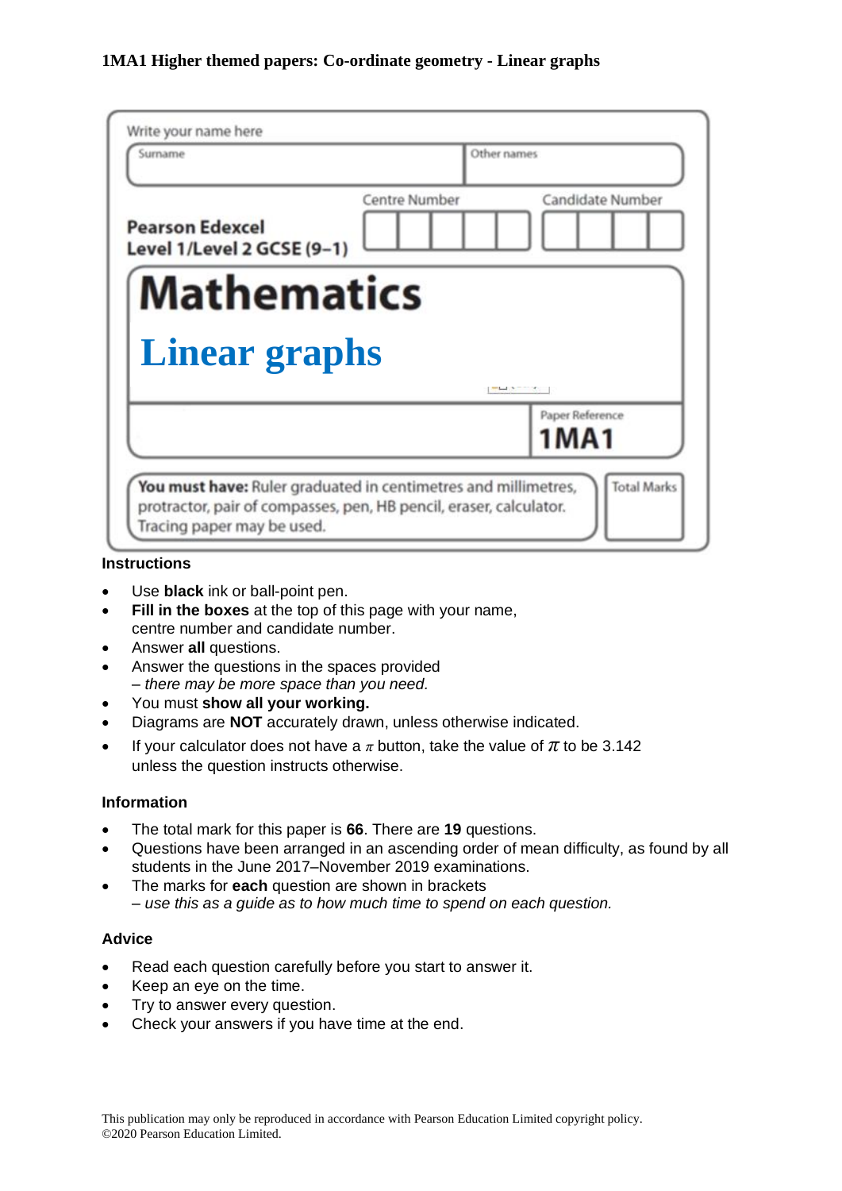**1MA1 Higher themed papers: Co-ordinate geometry - Linear graphs**

Write your name here

| Surname | Other names |
|---|---|
| | |

**Pearson Edexcel**
**Level 1/Level 2 GCSE (9–1)**

Centre Number | Candidate Number

# Mathematics

# Linear graphs

Paper Reference
**1MA1**

**You must have:** Ruler graduated in centimetres and millimetres, protractor, pair of compasses, pen, HB pencil, eraser, calculator. Tracing paper may be used.

Total Marks

### Instructions

- Use **black** ink or ball-point pen.
- **Fill in the boxes** at the top of this page with your name, centre number and candidate number.
- Answer **all** questions.
- Answer the questions in the spaces provided
  *– there may be more space than you need.*
- You must **show all your working.**
- Diagrams are **NOT** accurately drawn, unless otherwise indicated.
- If your calculator does not have a $\pi$ button, take the value of $\pi$ to be 3.142 unless the question instructs otherwise.

### Information

- The total mark for this paper is **66**. There are **19** questions.
- Questions have been arranged in an ascending order of mean difficulty, as found by all students in the June 2017–November 2019 examinations.
- The marks for **each** question are shown in brackets
  *– use this as a guide as to how much time to spend on each question.*

### Advice

- Read each question carefully before you start to answer it.
- Keep an eye on the time.
- Try to answer every question.
- Check your answers if you have time at the end.

This publication may only be reproduced in accordance with Pearson Education Limited copyright policy.
©2020 Pearson Education Limited.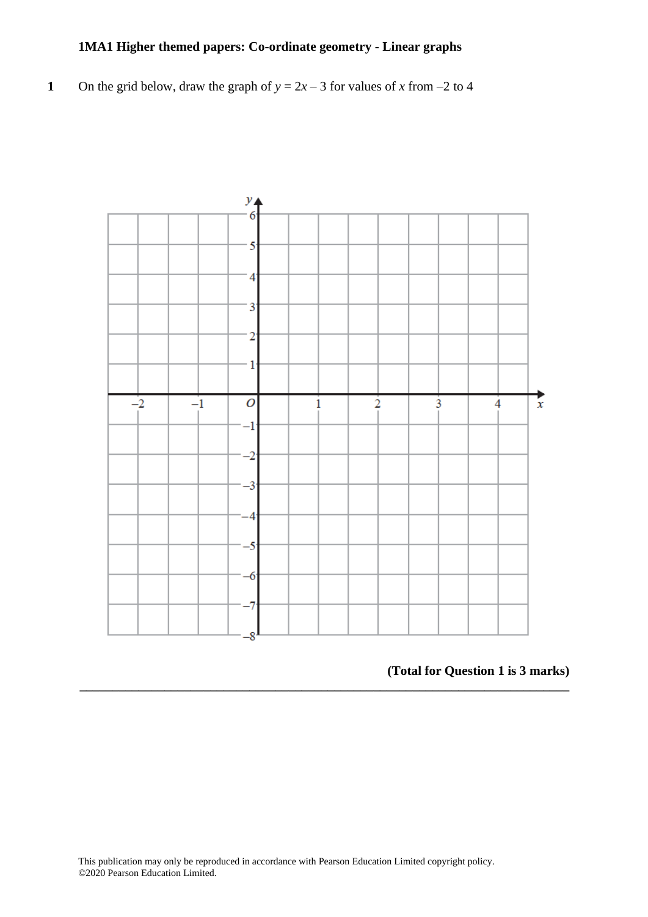**1MA1 Higher themed papers: Co-ordinate geometry - Linear graphs**

**1** On the grid below, draw the graph of $y = 2x – 3$ for values of $x$ from –2 to 4

**(Total for Question 1 is 3 marks)**

---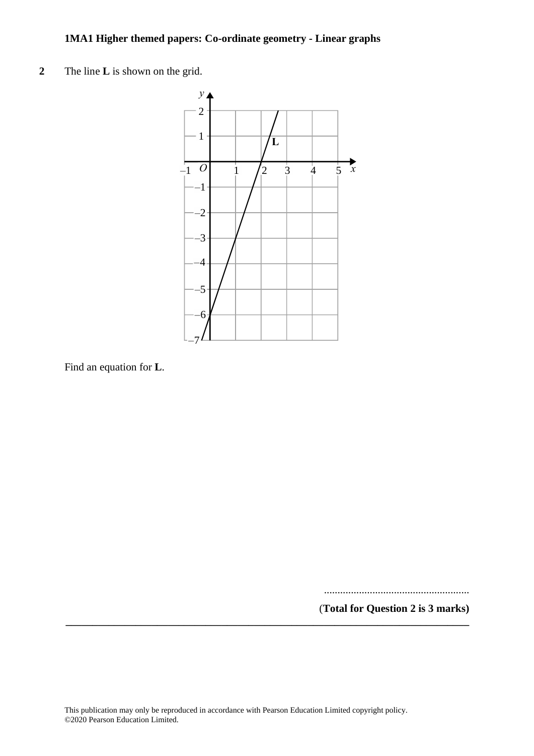**2** The line **L** is shown on the grid.

Find an equation for **L**.

......................................................

(**Total for Question 2 is 3 marks)**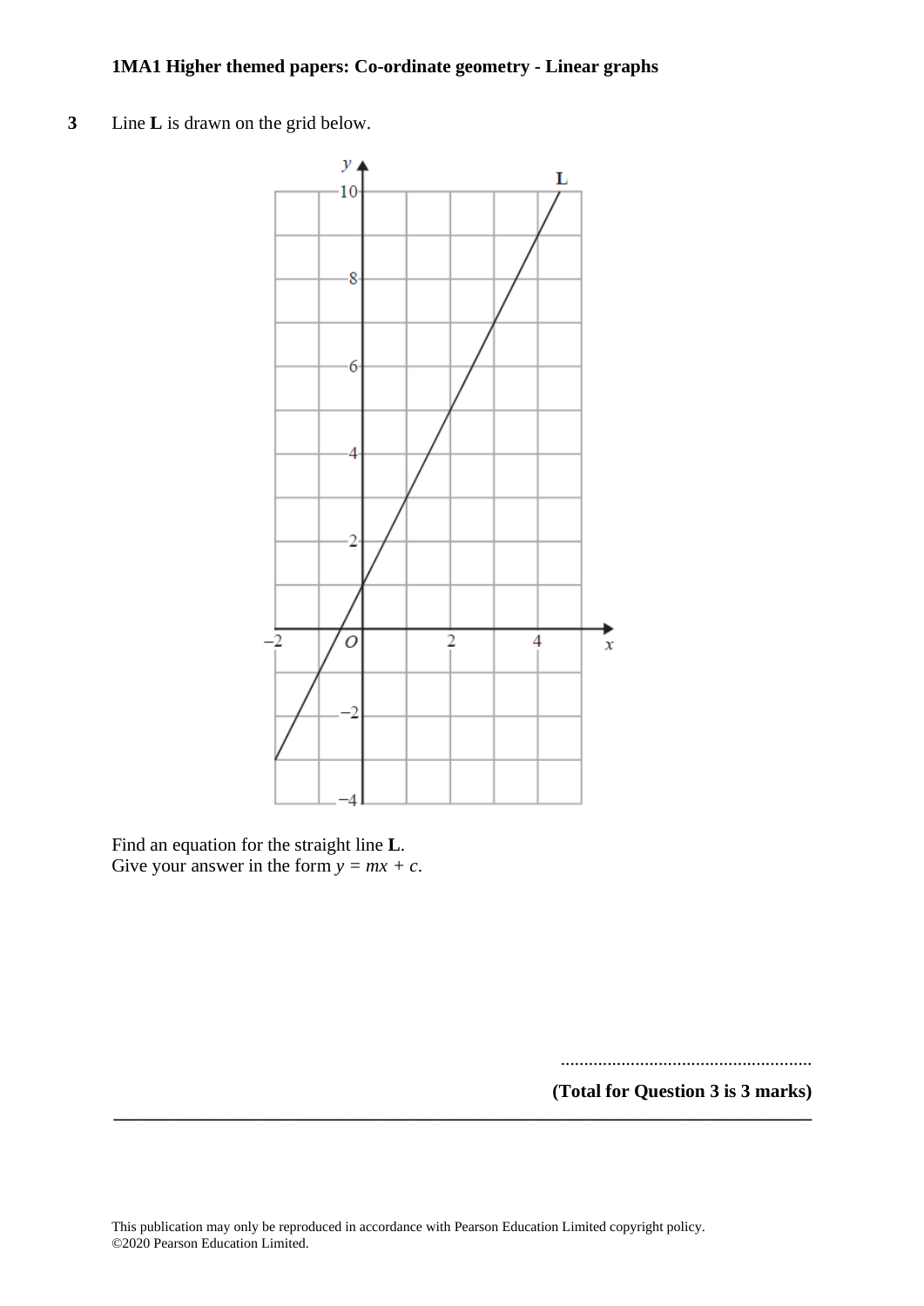**3** Line **L** is drawn on the grid below.

Find an equation for the straight line **L**.
Give your answer in the form $y = mx + c$.

......................................................

**(Total for Question 3 is 3 marks)**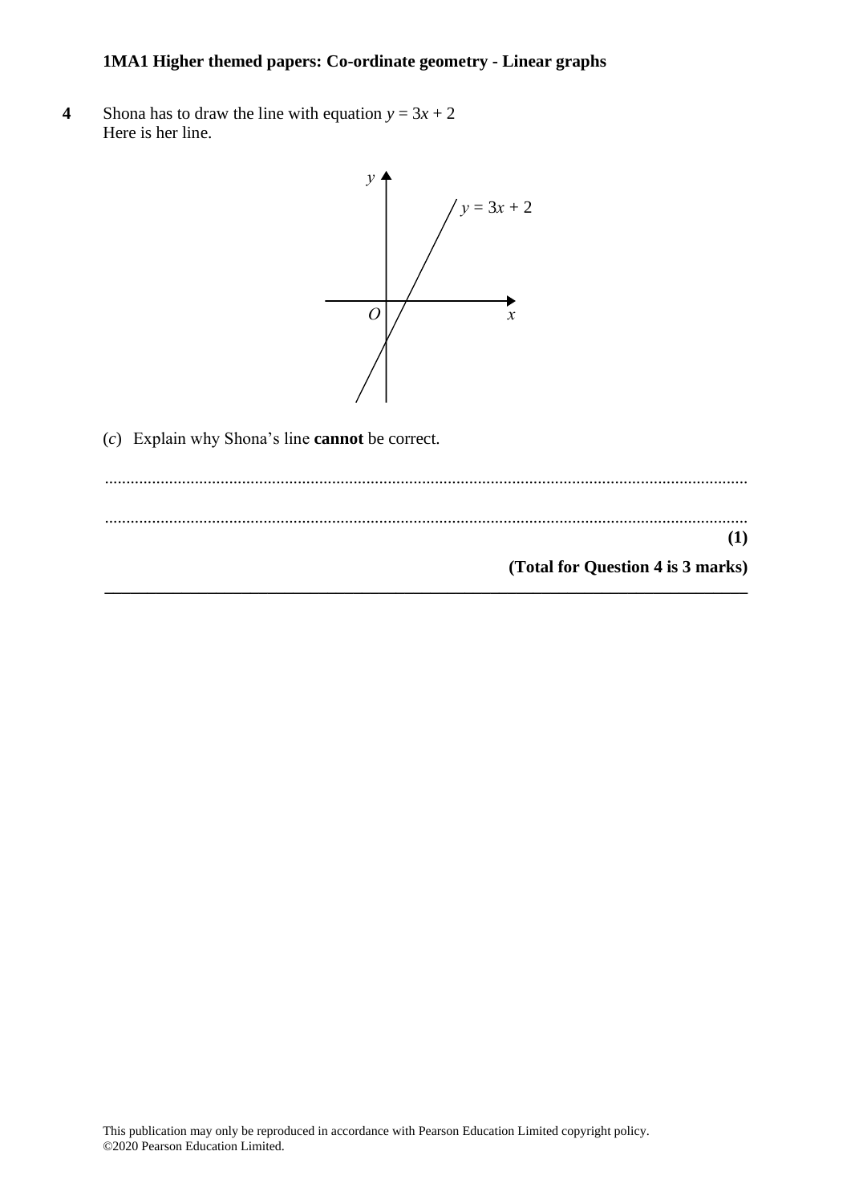**4** Shona has to draw the line with equation $y = 3x + 2$
Here is her line.

(*c*) Explain why Shona's line **cannot** be correct.

.......................................................................................................................................

.......................................................................................................................................

**(1)**

**(Total for Question 4 is 3 marks)**

---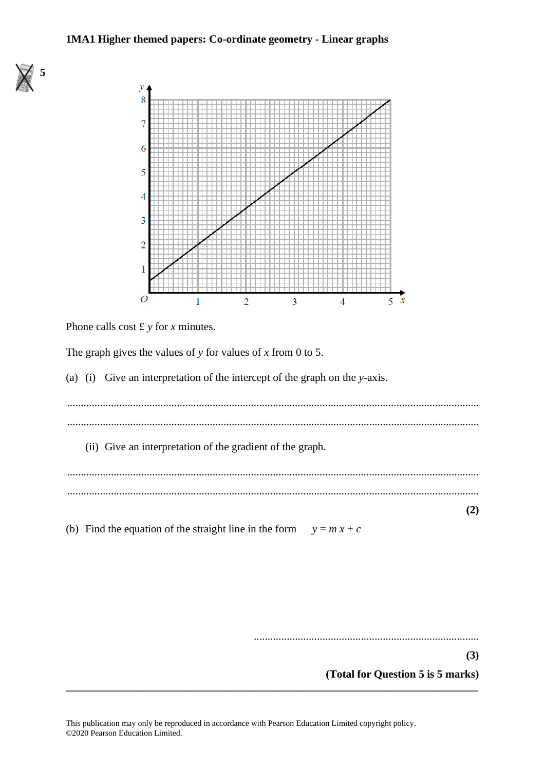**5**

Phone calls cost £ $y$ for $x$ minutes.

The graph gives the values of $y$ for values of $x$ from 0 to 5.

(a) (i) Give an interpretation of the intercept of the graph on the $y$-axis.

......................................................................................................................................................

......................................................................................................................................................

(ii) Give an interpretation of the gradient of the graph.

......................................................................................................................................................

......................................................................................................................................................

**(2)**

(b) Find the equation of the straight line in the form $y = m x + c$

......................................................................................

**(3)**

**(Total for Question 5 is 5 marks)**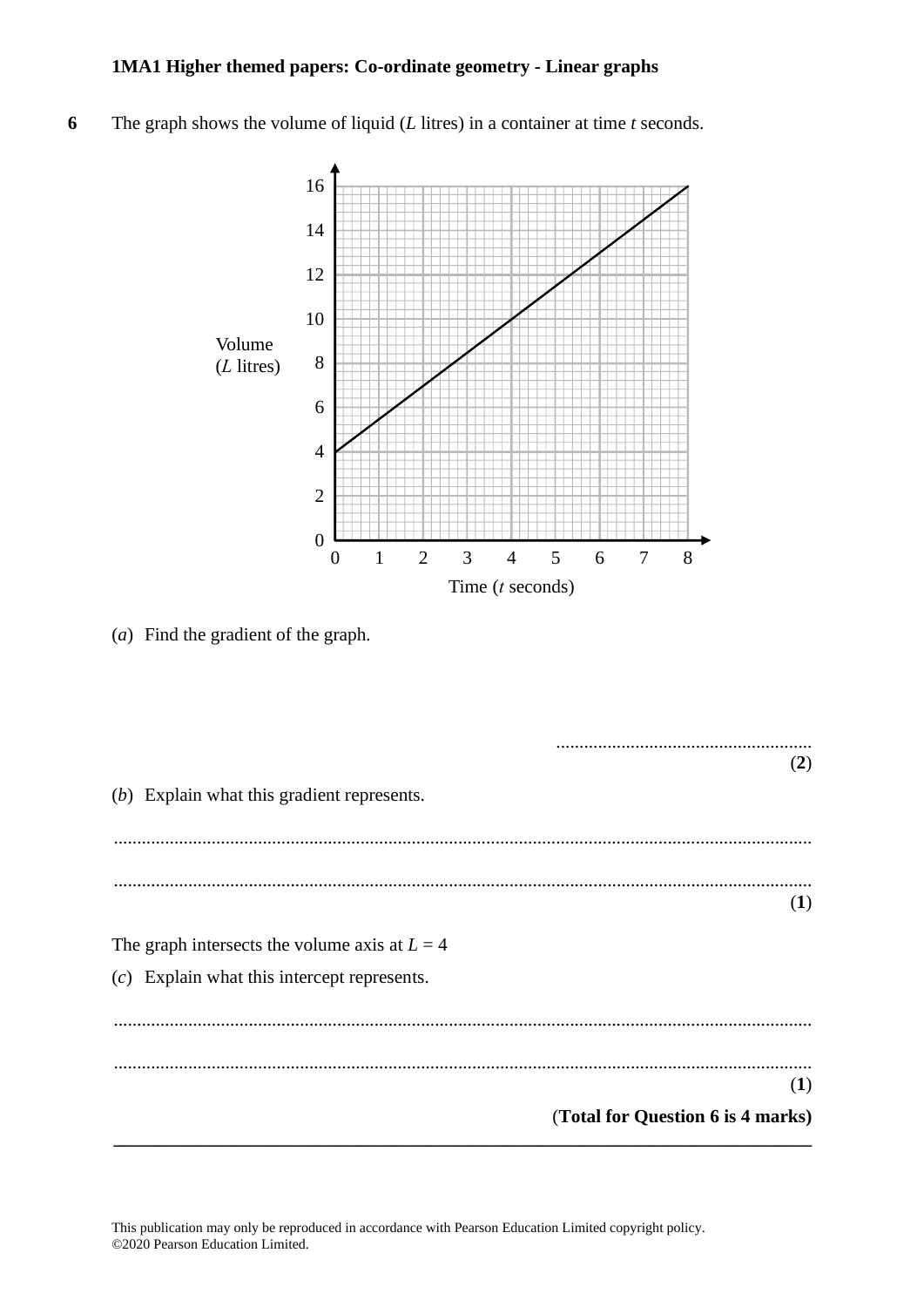**6** The graph shows the volume of liquid ($L$ litres) in a container at time $t$ seconds.

(*a*) Find the gradient of the graph.

......................................................
**(2)**

(*b*) Explain what this gradient represents.

..............................................................................................................................................

..............................................................................................................................................
**(1)**

The graph intersects the volume axis at $L = 4$

(*c*) Explain what this intercept represents.

..............................................................................................................................................

..............................................................................................................................................
**(1)**

**(Total for Question 6 is 4 marks)**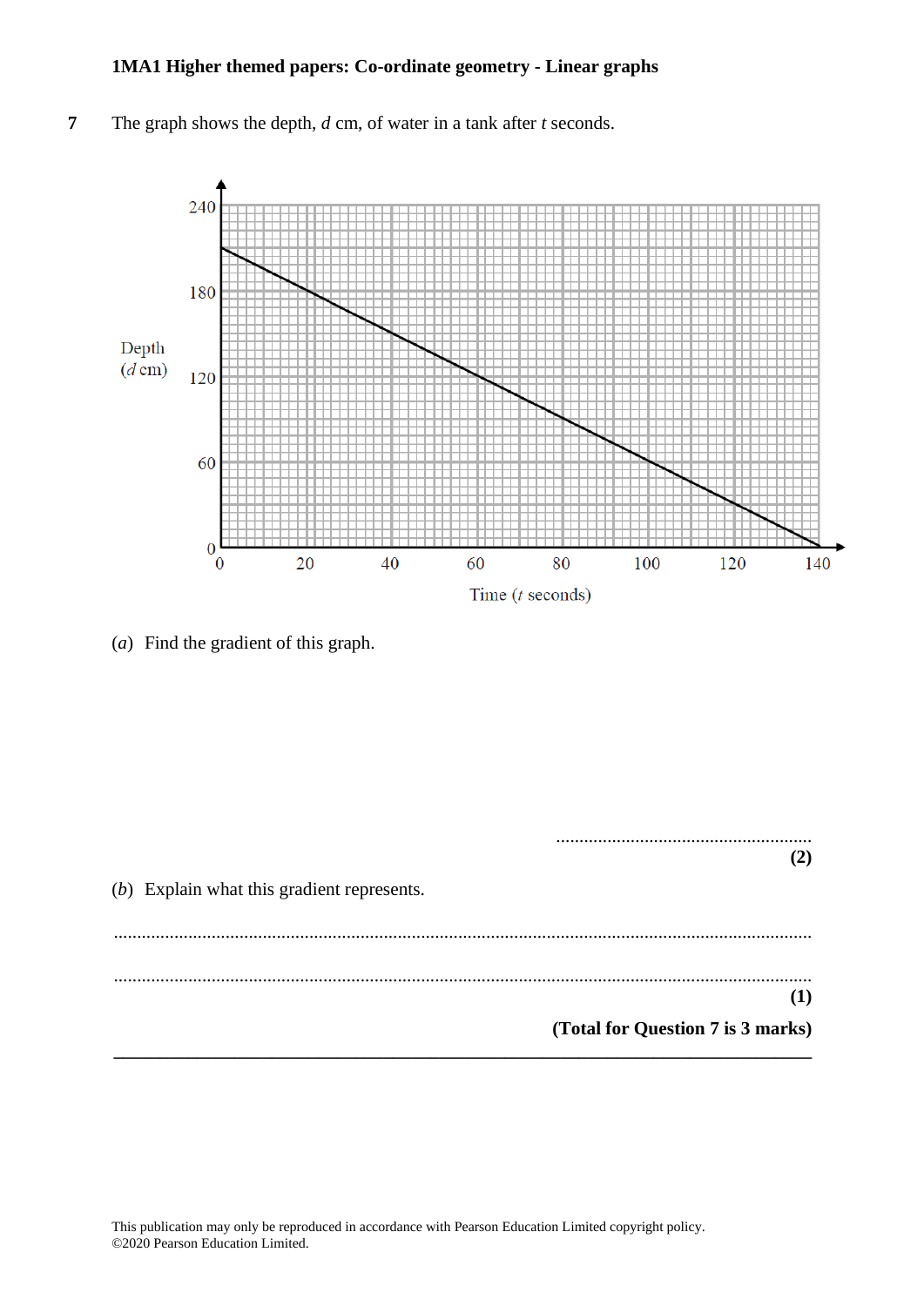**7** The graph shows the depth, $d$ cm, of water in a tank after $t$ seconds.

(*a*) Find the gradient of this graph.

.......................................................

**(2)**

(*b*) Explain what this gradient represents.

..............................................................................................................................................

..............................................................................................................................................

**(1)**

**(Total for Question 7 is 3 marks)**

---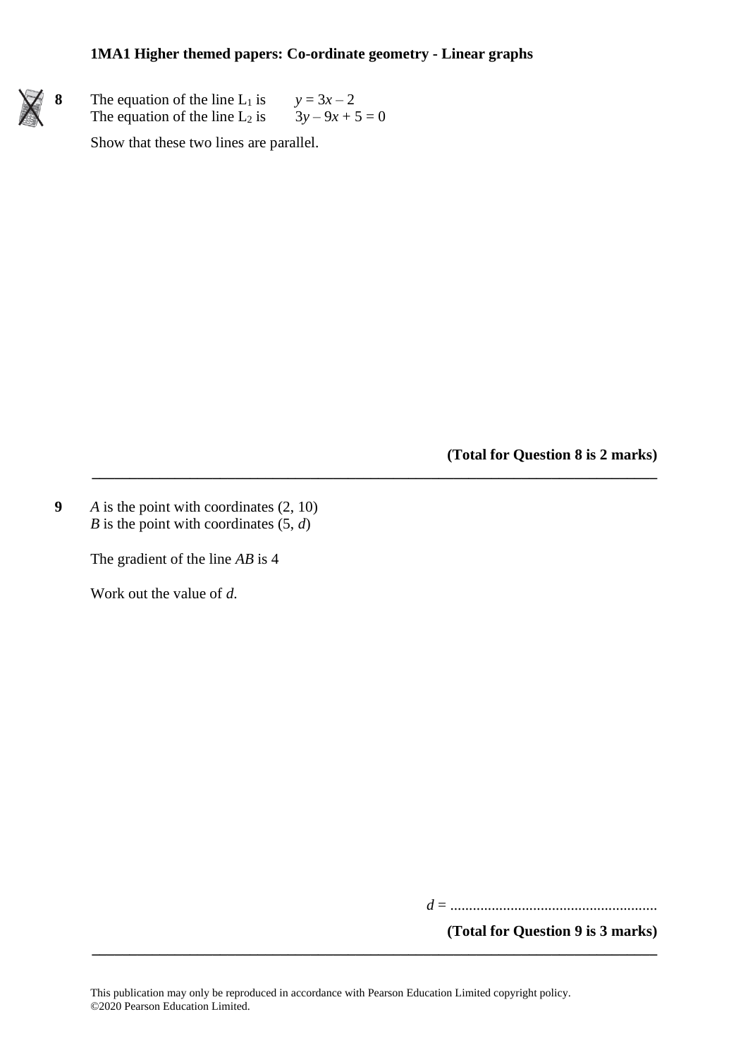**8** The equation of the line $L_1$ is $y = 3x - 2$
The equation of the line $L_2$ is $3y - 9x + 5 = 0$

Show that these two lines are parallel.

**(Total for Question 8 is 2 marks)**

---

**9** $A$ is the point with coordinates (2, 10)
$B$ is the point with coordinates (5, $d$)

The gradient of the line $AB$ is 4

Work out the value of $d$.

$d$ = .......................................................

**(Total for Question 9 is 3 marks)**

---

This publication may only be reproduced in accordance with Pearson Education Limited copyright policy.
©2020 Pearson Education Limited.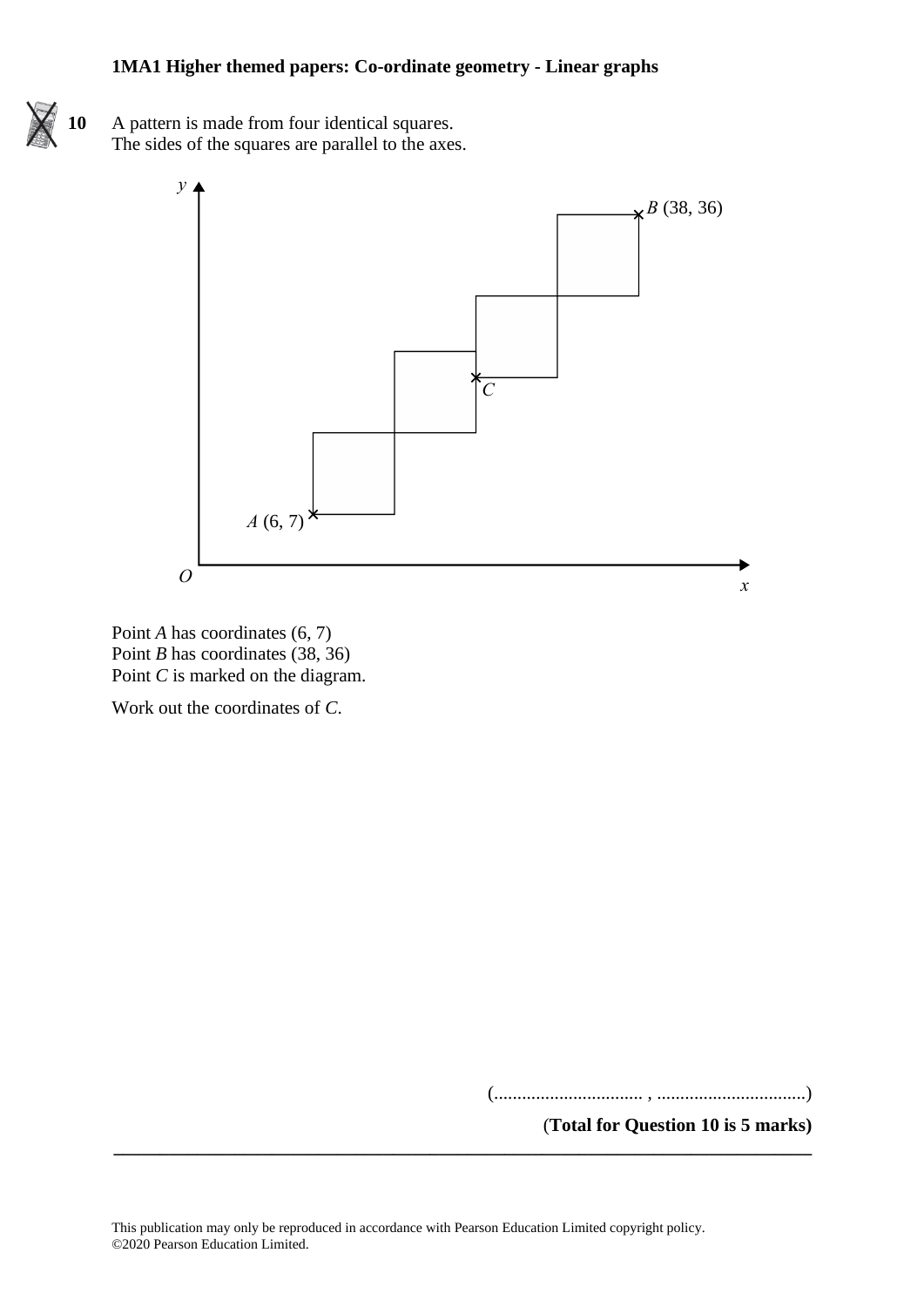**10** A pattern is made from four identical squares.
The sides of the squares are parallel to the axes.

Point $A$ has coordinates (6, 7)
Point $B$ has coordinates (38, 36)
Point $C$ is marked on the diagram.

Work out the coordinates of $C$.

(................................ , ................................)

**(Total for Question 10 is 5 marks)**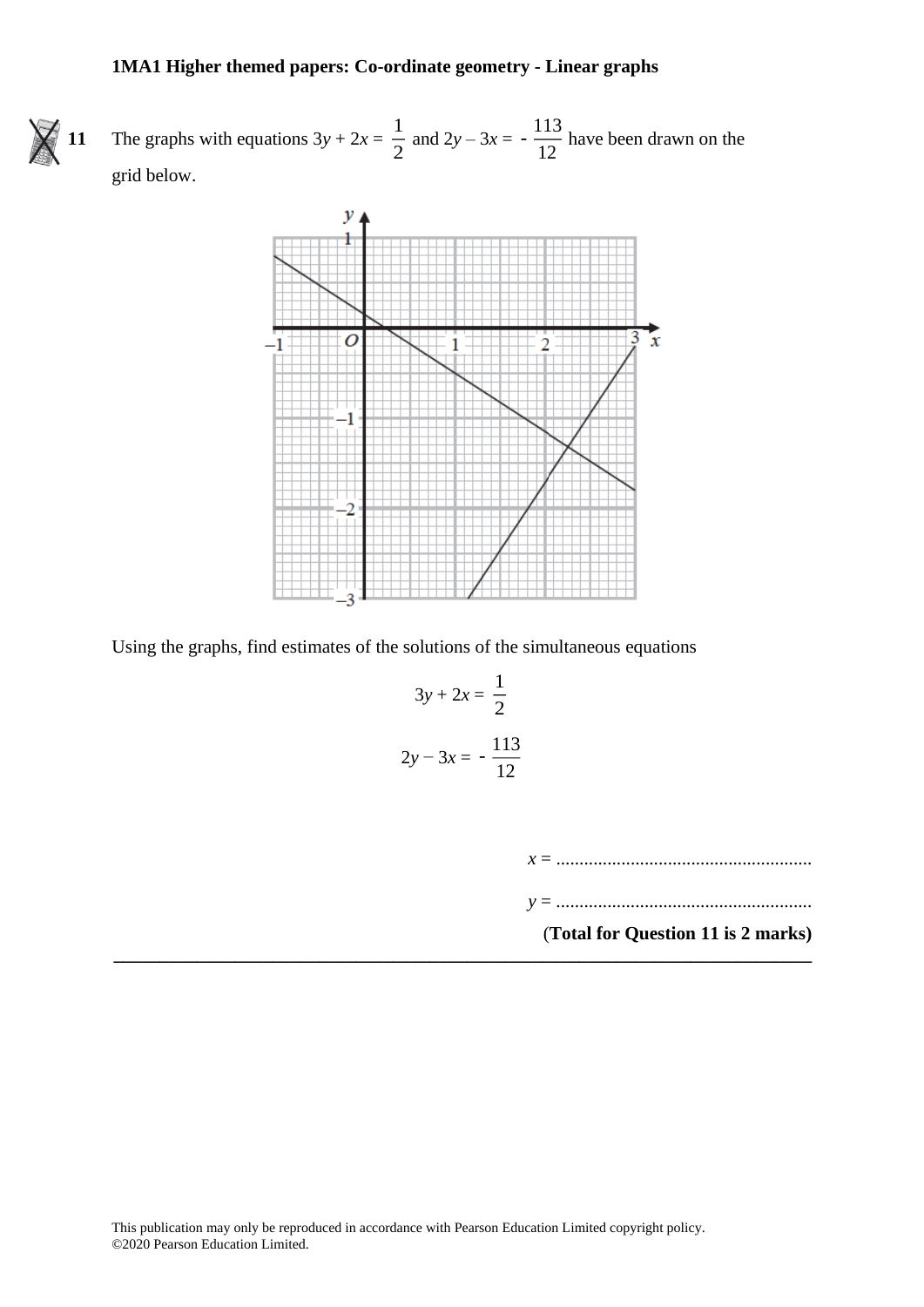**11** The graphs with equations $3y + 2x = \frac{1}{2}$ and $2y - 3x = -\frac{113}{12}$ have been drawn on the grid below.

Using the graphs, find estimates of the solutions of the simultaneous equations

$$3y + 2x = \frac{1}{2}$$

$$2y - 3x = -\frac{113}{12}$$

$x$ = .......................................................

$y$ = .......................................................

**(Total for Question 11 is 2 marks)**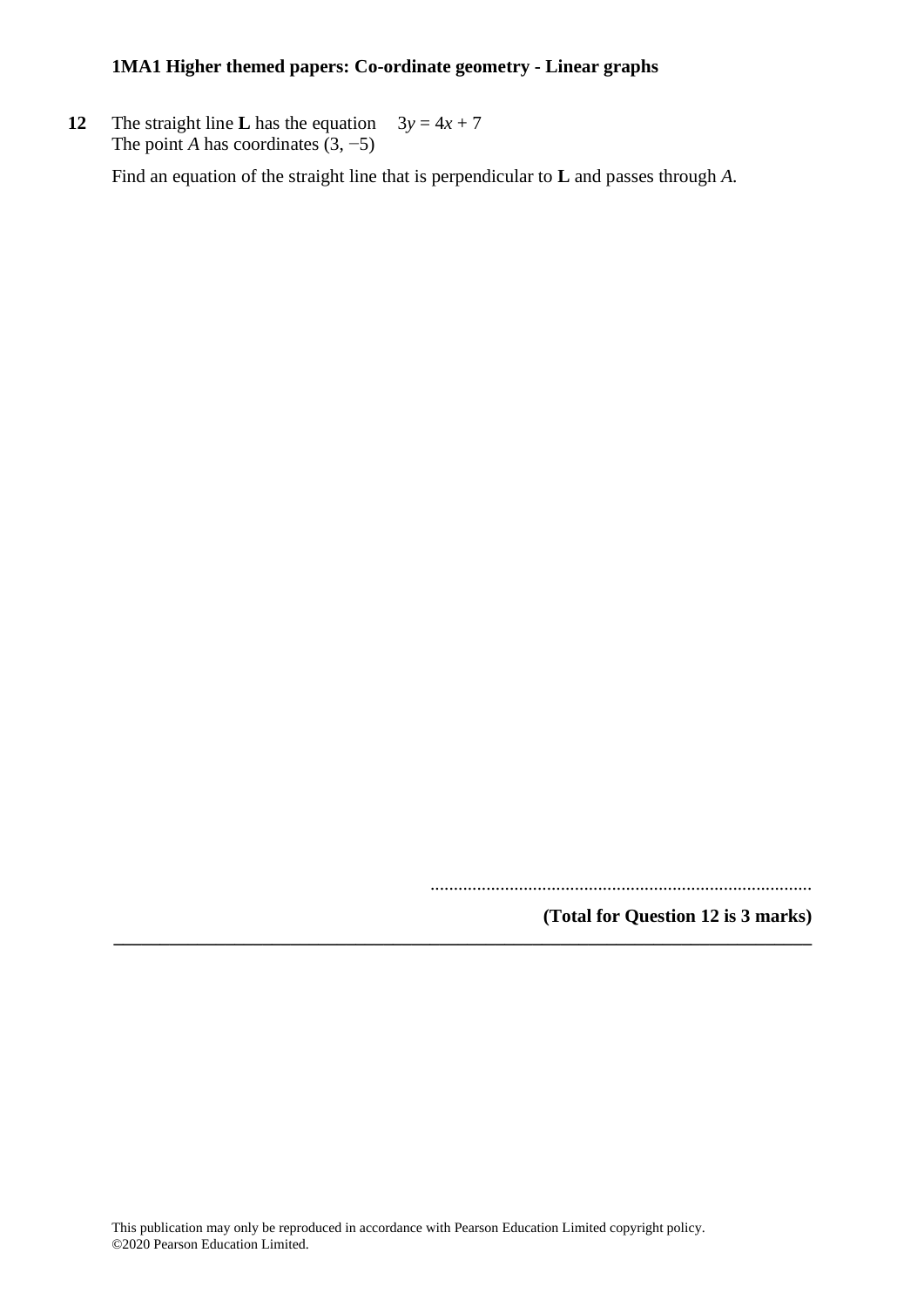**1MA1 Higher themed papers: Co-ordinate geometry - Linear graphs**

**12** The straight line **L** has the equation $3y = 4x + 7$
The point $A$ has coordinates $(3, -5)$

Find an equation of the straight line that is perpendicular to **L** and passes through $A$.

..................................................................................

**(Total for Question 12 is 3 marks)**

---

This publication may only be reproduced in accordance with Pearson Education Limited copyright policy.
©2020 Pearson Education Limited.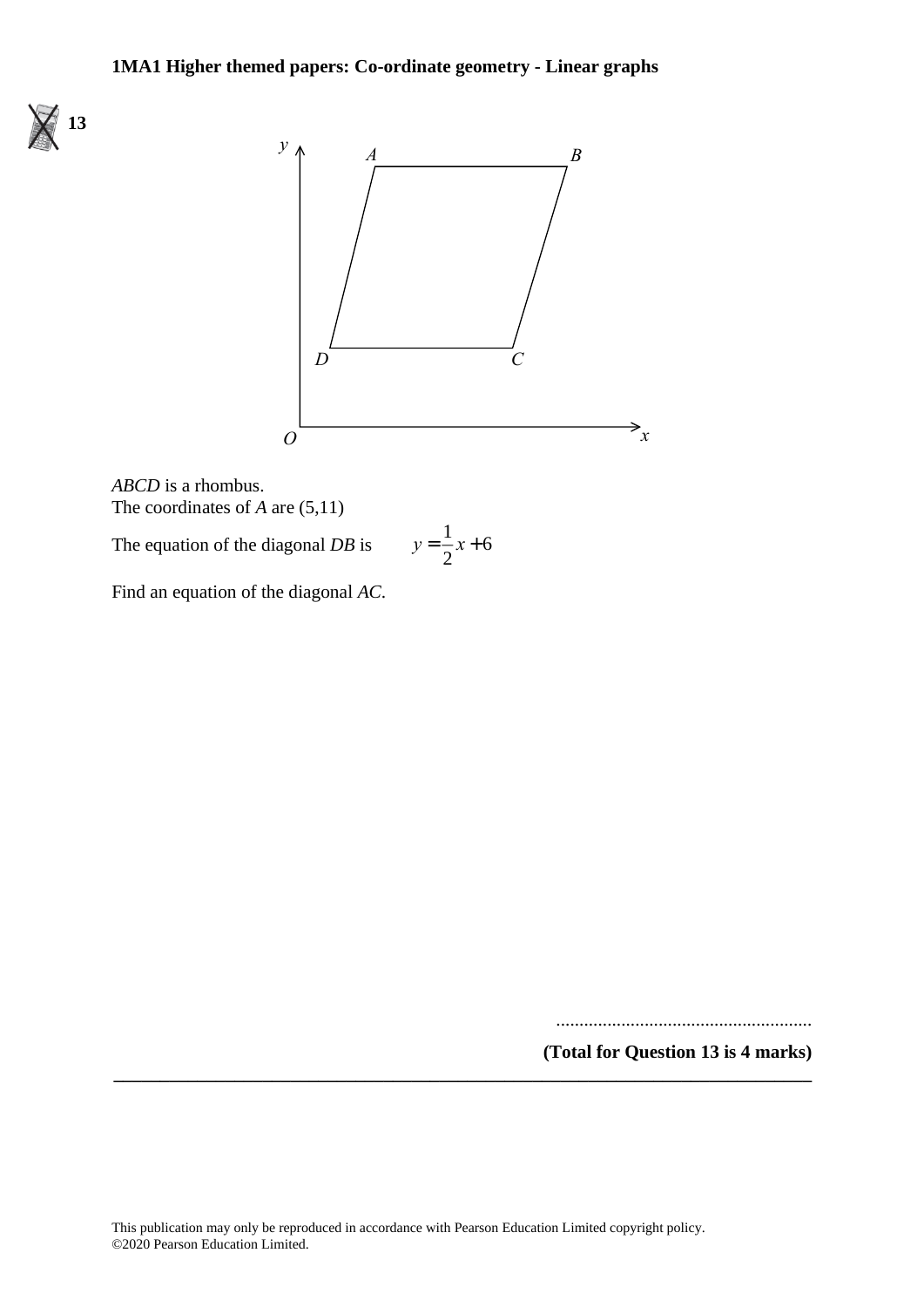**13**

*ABCD* is a rhombus.
The coordinates of *A* are (5,11)

The equation of the diagonal *DB* is $y = \frac{1}{2}x + 6$

Find an equation of the diagonal *AC*.

.......................................................

**(Total for Question 13 is 4 marks)**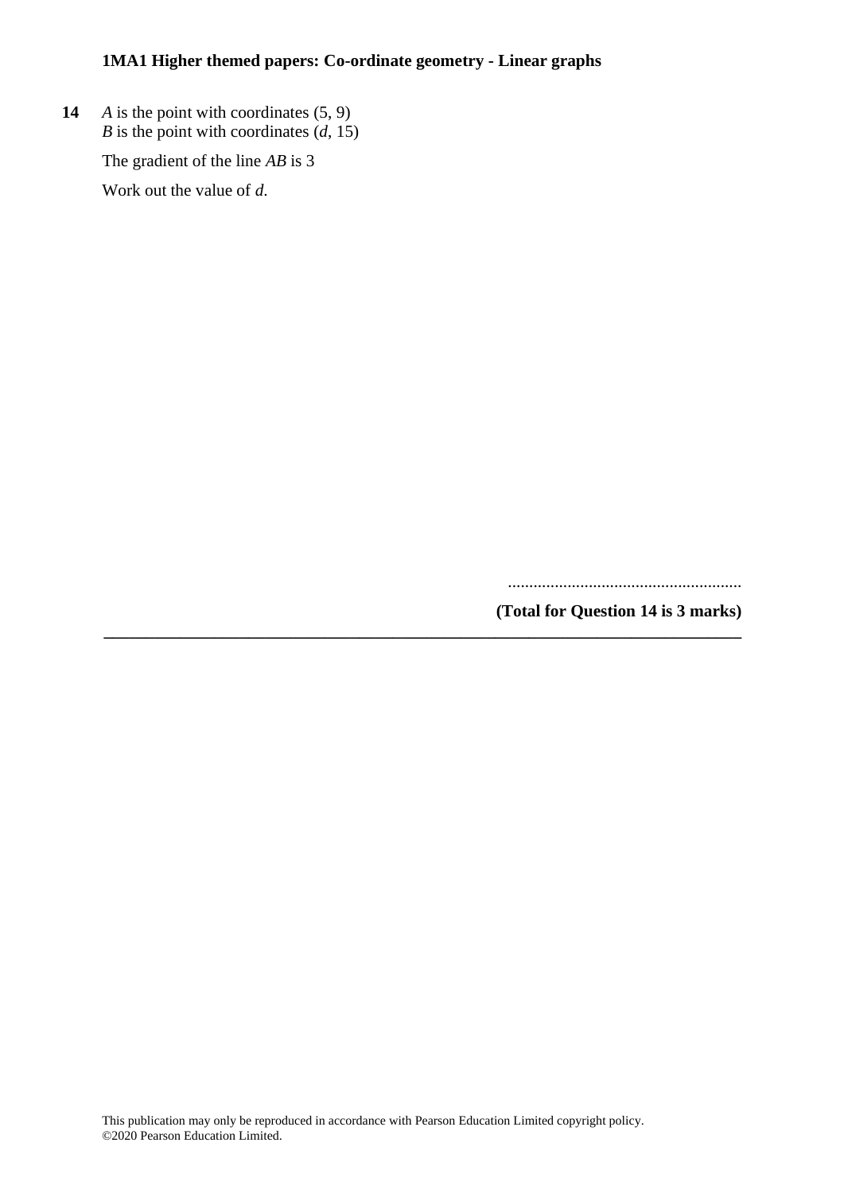**14** $A$ is the point with coordinates (5, 9)
$B$ is the point with coordinates ($d$, 15)

The gradient of the line $AB$ is 3

Work out the value of $d$.

.......................................................

**(Total for Question 14 is 3 marks)**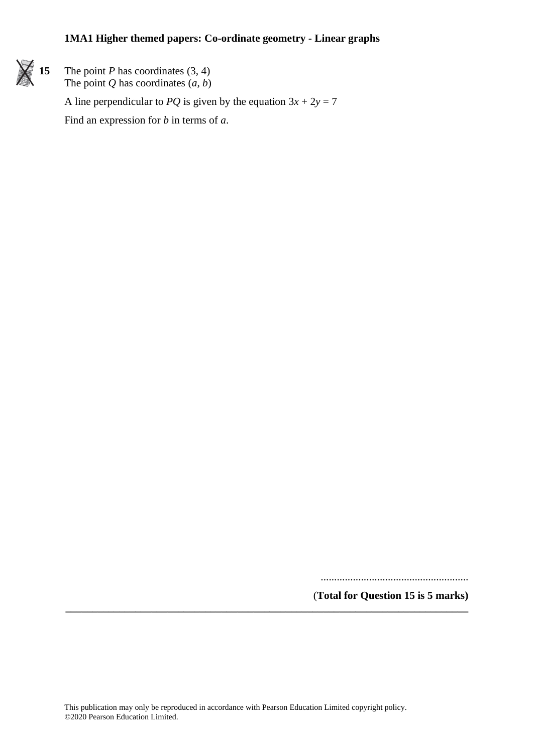**15** The point $P$ has coordinates (3, 4)
The point $Q$ has coordinates $(a, b)$

A line perpendicular to $PQ$ is given by the equation $3x + 2y = 7$

Find an expression for $b$ in terms of $a$.

.......................................................

**(Total for Question 15 is 5 marks)**

---

This publication may only be reproduced in accordance with Pearson Education Limited copyright policy.
©2020 Pearson Education Limited.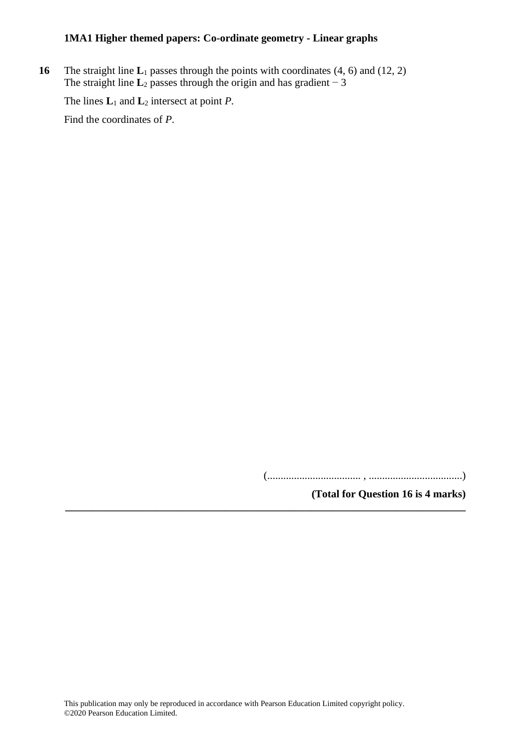**16** The straight line $\mathbf{L}_1$ passes through the points with coordinates (4, 6) and (12, 2)
The straight line $\mathbf{L}_2$ passes through the origin and has gradient − 3

The lines $\mathbf{L}_1$ and $\mathbf{L}_2$ intersect at point $P$.

Find the coordinates of $P$.

(.................................... , ....................................)

**(Total for Question 16 is 4 marks)**

---

This publication may only be reproduced in accordance with Pearson Education Limited copyright policy.
©2020 Pearson Education Limited.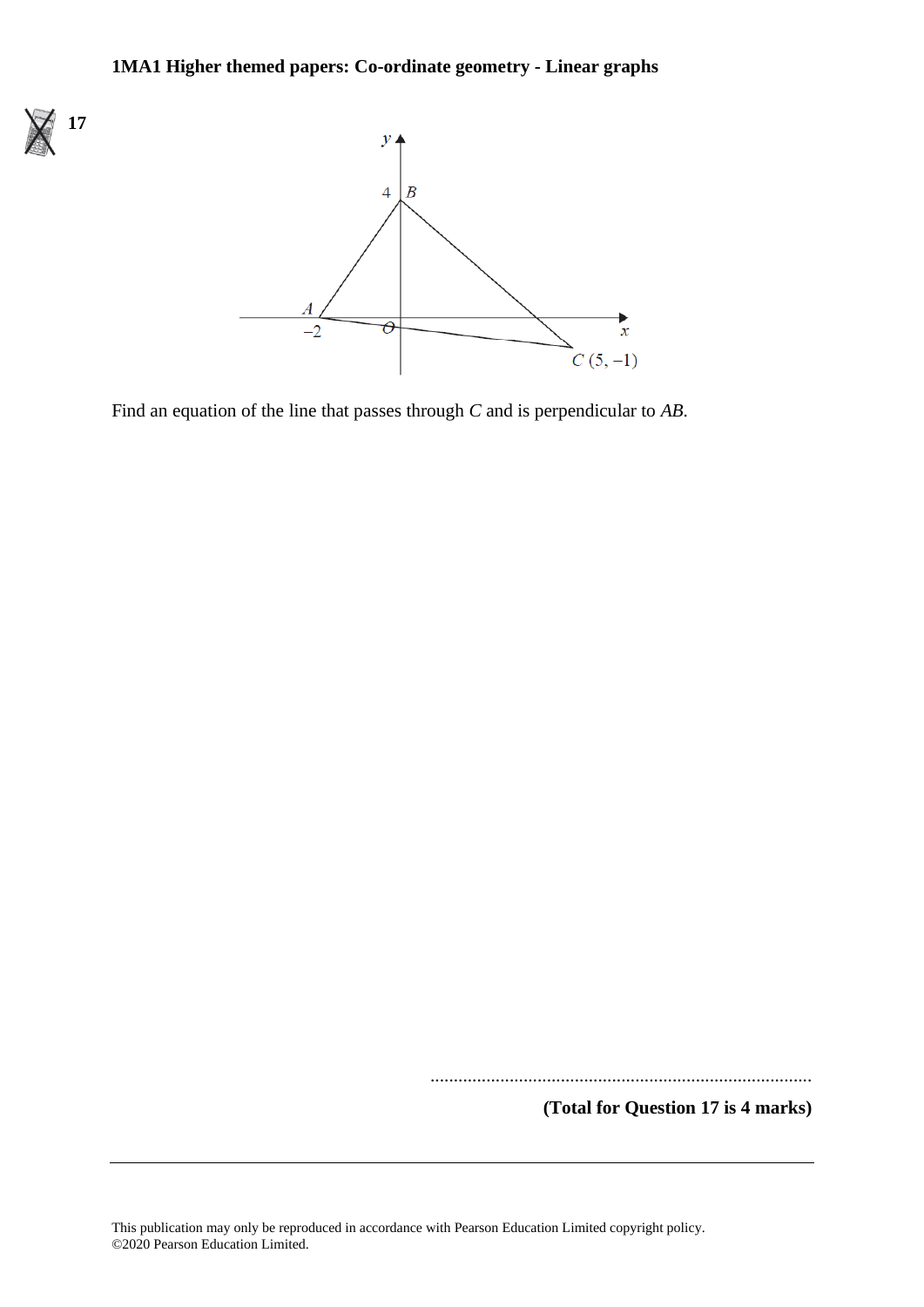**17**

Find an equation of the line that passes through $C$ and is perpendicular to $AB$.

.......................................................................................

**(Total for Question 17 is 4 marks)**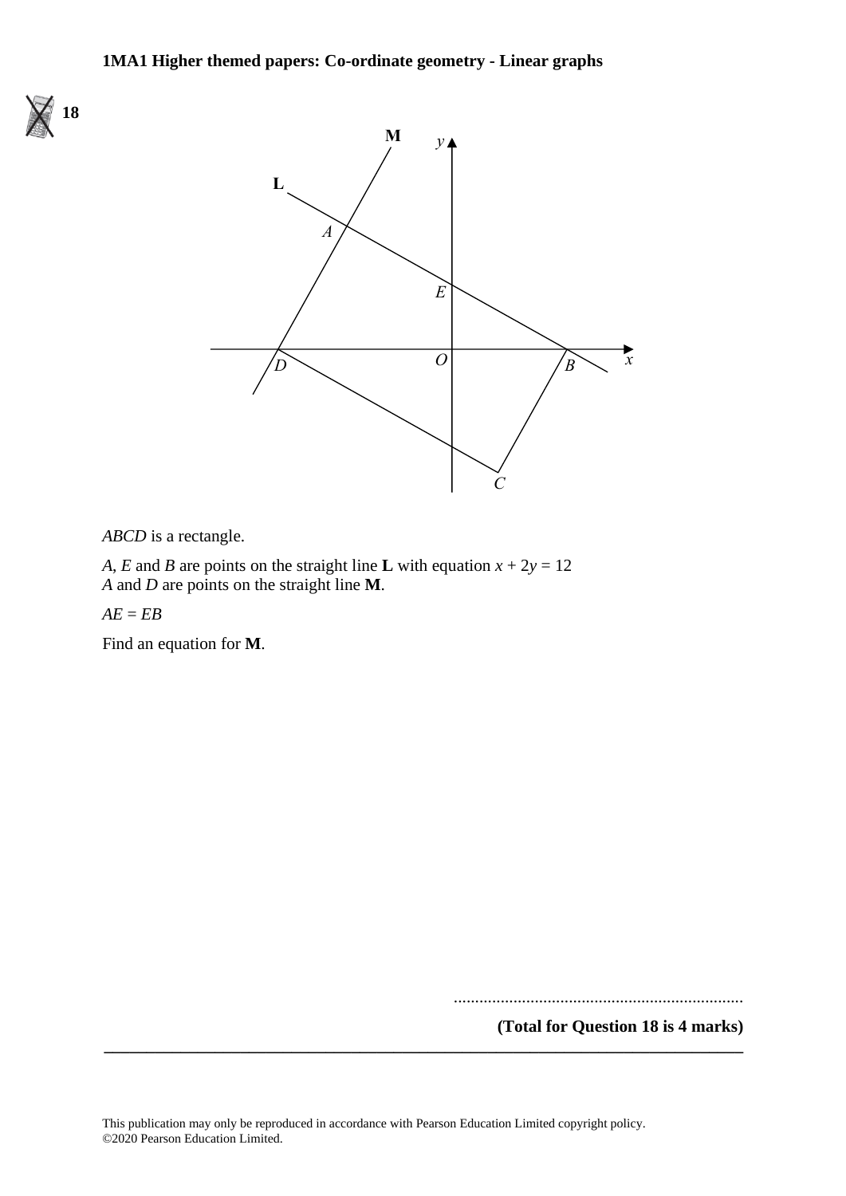**18**

*ABCD* is a rectangle.

*A*, *E* and *B* are points on the straight line **L** with equation $x + 2y = 12$
*A* and *D* are points on the straight line **M**.

$AE = EB$

Find an equation for **M**.

.......................................................................

**(Total for Question 18 is 4 marks)**

This publication may only be reproduced in accordance with Pearson Education Limited copyright policy.
©2020 Pearson Education Limited.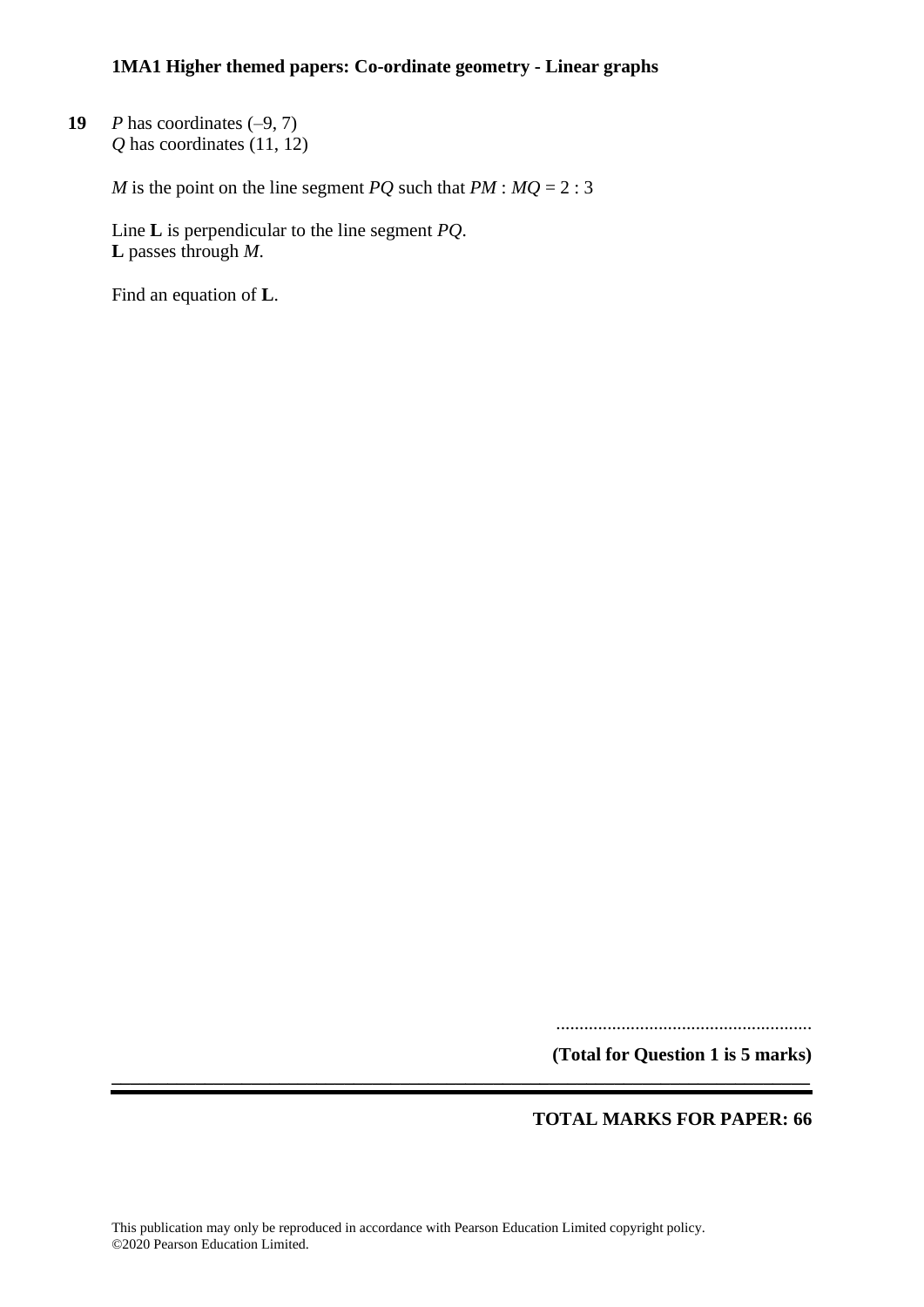**19** $P$ has coordinates $(-9, 7)$
$Q$ has coordinates $(11, 12)$

$M$ is the point on the line segment $PQ$ such that $PM : MQ = 2 : 3$

Line **L** is perpendicular to the line segment $PQ$.
**L** passes through $M$.

Find an equation of **L**.

.......................................................

**(Total for Question 1 is 5 marks)**

---

**TOTAL MARKS FOR PAPER: 66**

This publication may only be reproduced in accordance with Pearson Education Limited copyright policy.
©2020 Pearson Education Limited.